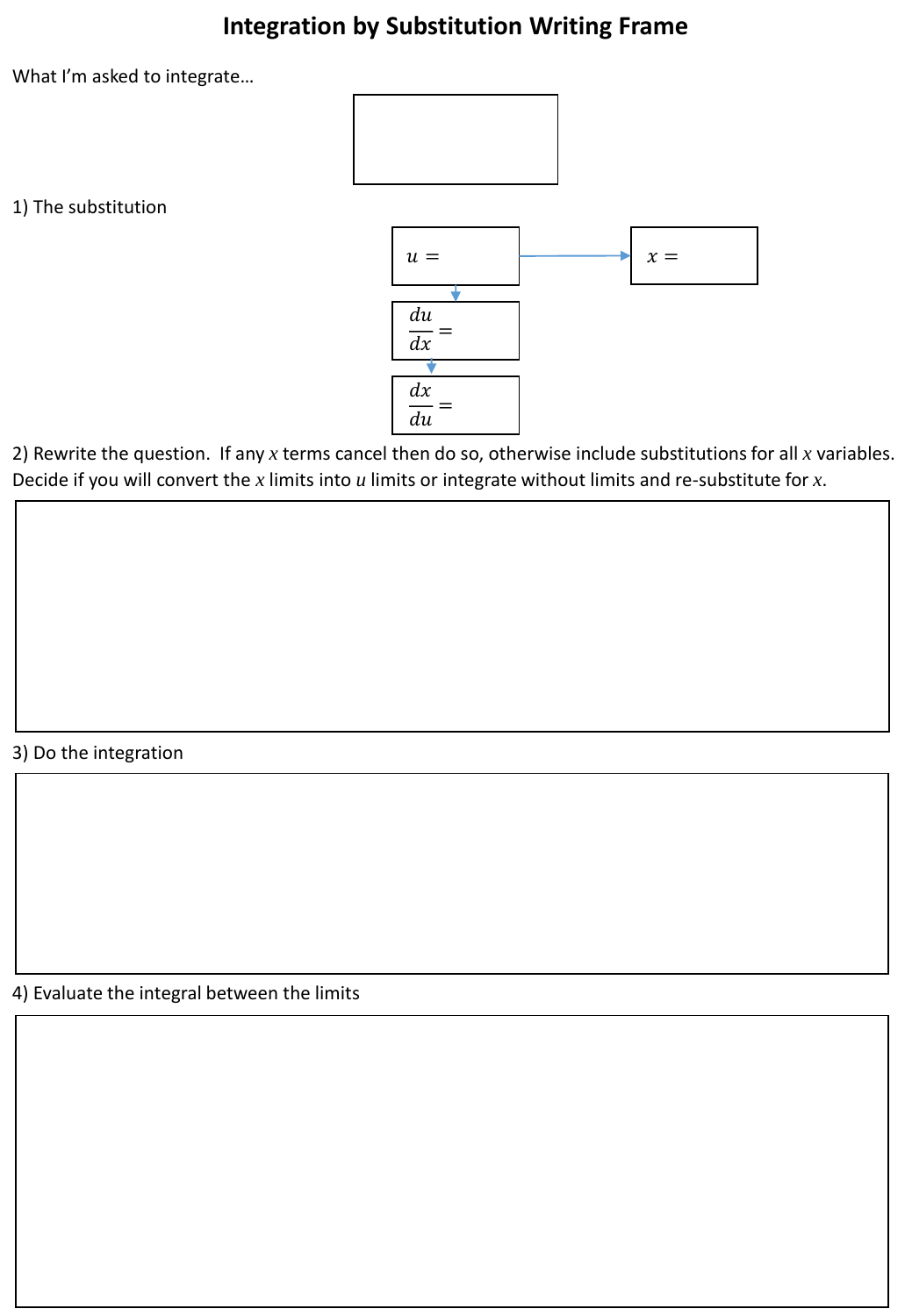# Integration by Substitution Writing Frame

What I'm asked to integrate…

1) The substitution

$u =$

$x =$

$\frac{du}{dx} =$

$\frac{dx}{du} =$

2) Rewrite the question. If any $x$ terms cancel then do so, otherwise include substitutions for all $x$ variables. Decide if you will convert the $x$ limits into $u$ limits or integrate without limits and re-substitute for $x$.

3) Do the integration

4) Evaluate the integral between the limits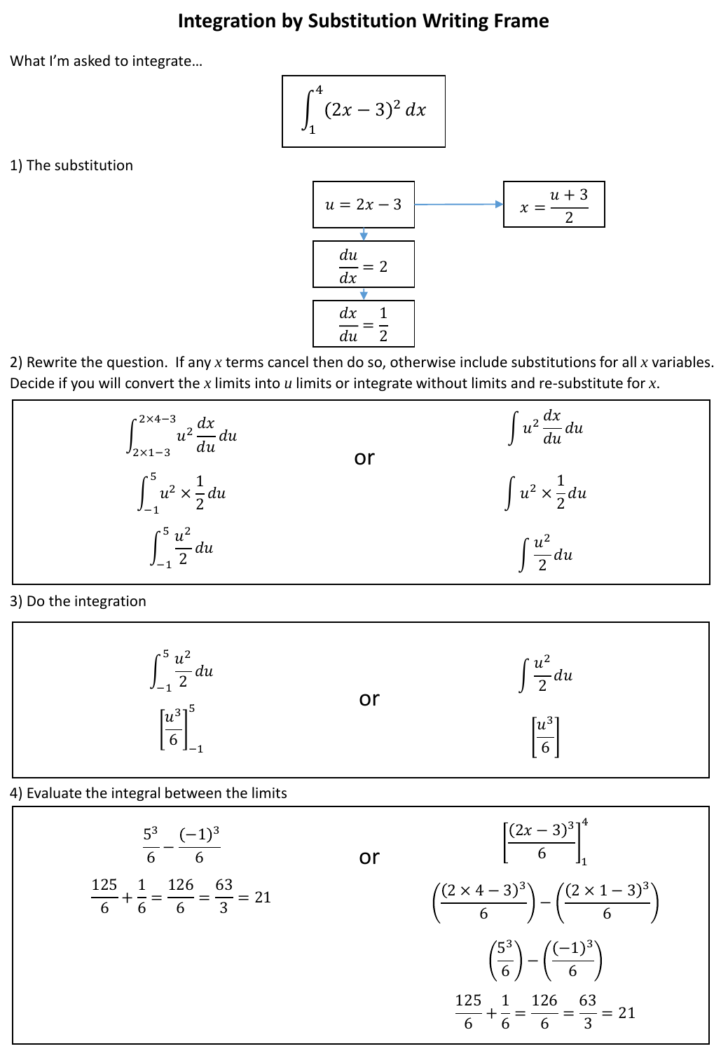# Integration by Substitution Writing Frame

What I'm asked to integrate…

$$\int_1^4 (2x-3)^2\,dx$$

1) The substitution

$$u = 2x - 3 \quad \rightarrow \quad x = \frac{u+3}{2}$$

$$\frac{du}{dx} = 2$$

$$\frac{dx}{du} = \frac{1}{2}$$

2) Rewrite the question. If any *x* terms cancel then do so, otherwise include substitutions for all *x* variables. Decide if you will convert the *x* limits into *u* limits or integrate without limits and re-substitute for *x*.

$$\int_{2\times1-3}^{2\times4-3} u^2\frac{dx}{du}\,du$$

$$\int_{-1}^{5} u^2\times\frac{1}{2}\,du$$

$$\int_{-1}^{5} \frac{u^2}{2}\,du$$

or

$$\int u^2\frac{dx}{du}\,du$$

$$\int u^2\times\frac{1}{2}\,du$$

$$\int \frac{u^2}{2}\,du$$

3) Do the integration

$$\int_{-1}^{5} \frac{u^2}{2}\,du$$

$$\left[\frac{u^3}{6}\right]_{-1}^{5}$$

or

$$\int \frac{u^2}{2}\,du$$

$$\left[\frac{u^3}{6}\right]$$

4) Evaluate the integral between the limits

$$\frac{5^3}{6} - \frac{(-1)^3}{6}$$

$$\frac{125}{6} + \frac{1}{6} = \frac{126}{6} = \frac{63}{3} = 21$$

or

$$\left[\frac{(2x-3)^3}{6}\right]_1^4$$

$$\left(\frac{(2\times4-3)^3}{6}\right) - \left(\frac{(2\times1-3)^3}{6}\right)$$

$$\left(\frac{5^3}{6}\right) - \left(\frac{(-1)^3}{6}\right)$$

$$\frac{125}{6} + \frac{1}{6} = \frac{126}{6} = \frac{63}{3} = 21$$